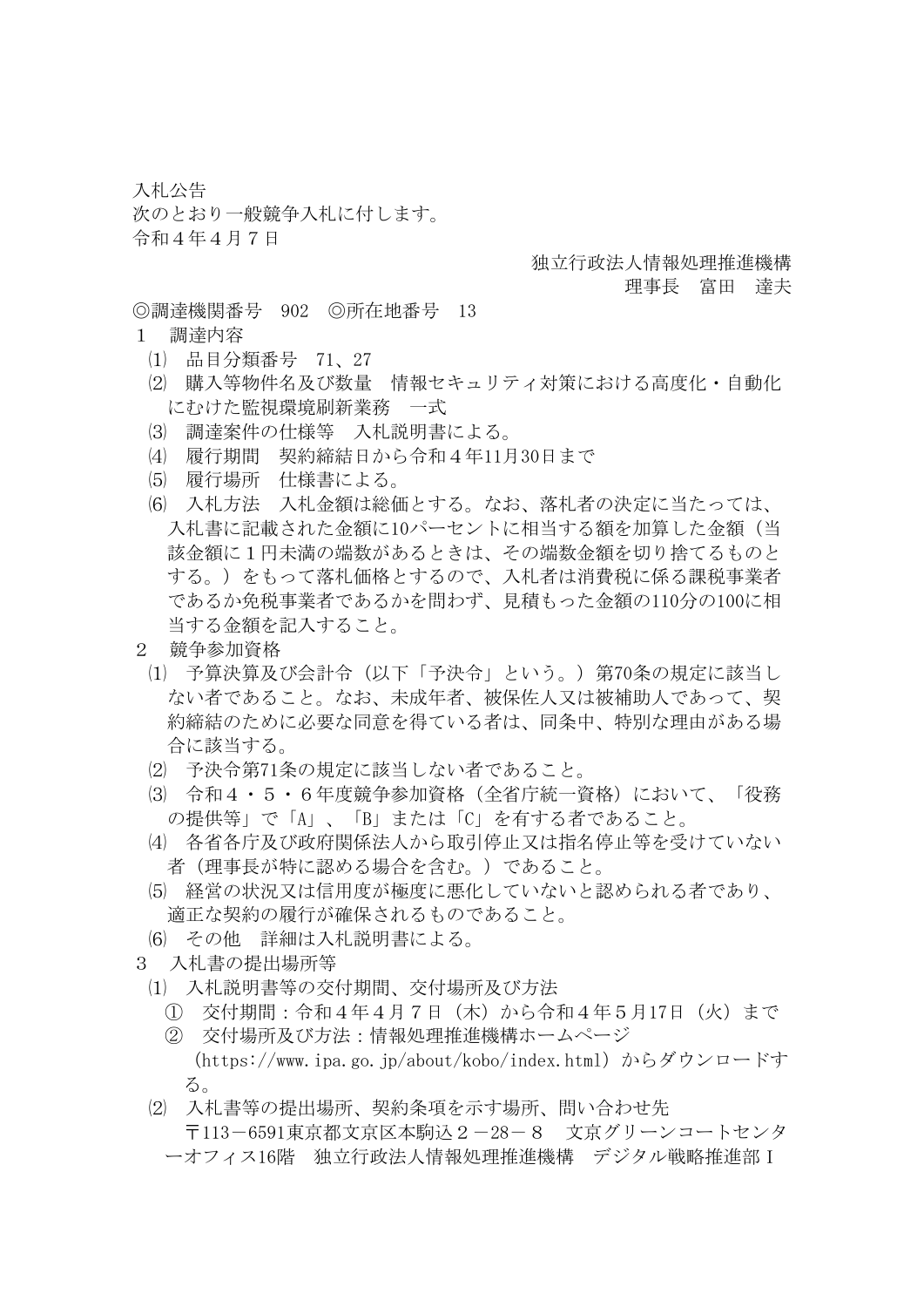入札公告

次のとおり一般競争入札に付します。

令和４年４月７日

独立行政法人情報処理推進機構
理事長　富田　達夫

◎調達機関番号　902　◎所在地番号　13

１　調達内容

⑴　品目分類番号　71、27

⑵　購入等物件名及び数量　情報セキュリティ対策における高度化・自動化にむけた監視環境刷新業務　一式

⑶　調達案件の仕様等　入札説明書による。

⑷　履行期間　契約締結日から令和４年11月30日まで

⑸　履行場所　仕様書による。

⑹　入札方法　入札金額は総価とする。なお、落札者の決定に当たっては、入札書に記載された金額に10パーセントに相当する額を加算した金額（当該金額に１円未満の端数があるときは、その端数金額を切り捨てるものとする。）をもって落札価格とするので、入札者は消費税に係る課税事業者であるか免税事業者であるかを問わず、見積もった金額の110分の100に相当する金額を記入すること。

２　競争参加資格

⑴　予算決算及び会計令（以下「予決令」という。）第70条の規定に該当しない者であること。なお、未成年者、被保佐人又は被補助人であって、契約締結のために必要な同意を得ている者は、同条中、特別な理由がある場合に該当する。

⑵　予決令第71条の規定に該当しない者であること。

⑶　令和４・５・６年度競争参加資格（全省庁統一資格）において、「役務の提供等」で「A」、「B」または「C」を有する者であること。

⑷　各省各庁及び政府関係法人から取引停止又は指名停止等を受けていない者（理事長が特に認める場合を含む。）であること。

⑸　経営の状況又は信用度が極度に悪化していないと認められる者であり、適正な契約の履行が確保されるものであること。

⑹　その他　詳細は入札説明書による。

３　入札書の提出場所等

⑴　入札説明書等の交付期間、交付場所及び方法

①　交付期間：令和４年４月７日（木）から令和４年５月17日（火）まで

②　交付場所及び方法：情報処理推進機構ホームページ（https://www.ipa.go.jp/about/kobo/index.html）からダウンロードする。

⑵　入札書等の提出場所、契約条項を示す場所、問い合わせ先

〒113－6591東京都文京区本駒込２－28－８　文京グリーンコートセンターオフィス16階　独立行政法人情報処理推進機構　デジタル戦略推進部Ｉ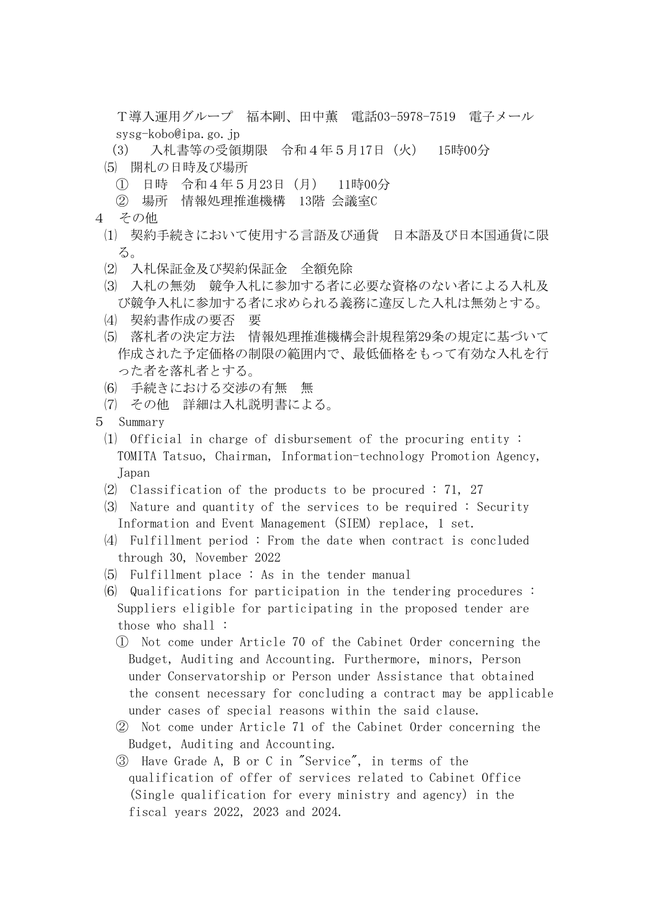Ｔ導入運用グループ　福本剛、田中薫　電話03-5978-7519　電子メール sysg-kobo@ipa.go.jp

(3)　入札書等の受領期限　令和４年５月17日（火）　15時00分

⑸　開札の日時及び場所

①　日時　令和４年５月23日（月）　11時00分

②　場所　情報処理推進機構　13階 会議室C

4　その他

⑴　契約手続きにおいて使用する言語及び通貨　日本語及び日本国通貨に限る。

⑵　入札保証金及び契約保証金　全額免除

⑶　入札の無効　競争入札に参加する者に必要な資格のない者による入札及び競争入札に参加する者に求められる義務に違反した入札は無効とする。

⑷　契約書作成の要否　要

⑸　落札者の決定方法　情報処理推進機構会計規程第29条の規定に基づいて作成された予定価格の制限の範囲内で、最低価格をもって有効な入札を行った者を落札者とする。

⑹　手続きにおける交渉の有無　無

⑺　その他　詳細は入札説明書による。

5　Summary

⑴　Official in charge of disbursement of the procuring entity : TOMITA Tatsuo, Chairman, Information-technology Promotion Agency, Japan

⑵　Classification of the products to be procured : 71, 27

⑶　Nature and quantity of the services to be required : Security Information and Event Management (SIEM) replace, 1 set.

⑷　Fulfillment period : From the date when contract is concluded through 30, November 2022

⑸　Fulfillment place : As in the tender manual

⑹　Qualifications for participation in the tendering procedures : Suppliers eligible for participating in the proposed tender are those who shall :

①　Not come under Article 70 of the Cabinet Order concerning the Budget, Auditing and Accounting. Furthermore, minors, Person under Conservatorship or Person under Assistance that obtained the consent necessary for concluding a contract may be applicable under cases of special reasons within the said clause.

②　Not come under Article 71 of the Cabinet Order concerning the Budget, Auditing and Accounting.

③　Have Grade A, B or C in "Service", in terms of the qualification of offer of services related to Cabinet Office (Single qualification for every ministry and agency) in the fiscal years 2022, 2023 and 2024.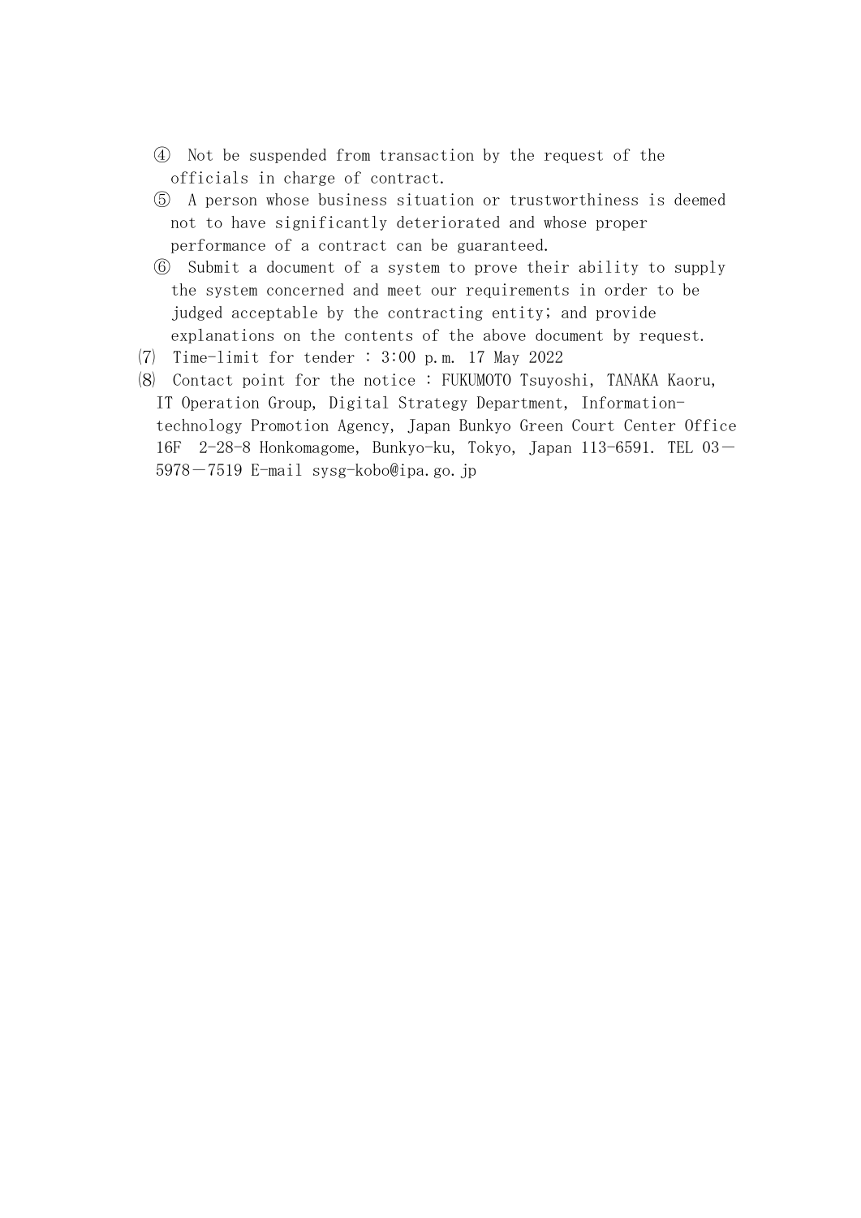④ Not be suspended from transaction by the request of the officials in charge of contract.

⑤ A person whose business situation or trustworthiness is deemed not to have significantly deteriorated and whose proper performance of a contract can be guaranteed.

⑥ Submit a document of a system to prove their ability to supply the system concerned and meet our requirements in order to be judged acceptable by the contracting entity; and provide explanations on the contents of the above document by request.

⑺ Time-limit for tender : 3:00 p.m. 17 May 2022

⑻ Contact point for the notice : FUKUMOTO Tsuyoshi, TANAKA Kaoru, IT Operation Group, Digital Strategy Department, Information-technology Promotion Agency, Japan Bunkyo Green Court Center Office 16F 2-28-8 Honkomagome, Bunkyo-ku, Tokyo, Japan 113-6591. TEL 03－5978－7519 E-mail sysg-kobo@ipa.go.jp